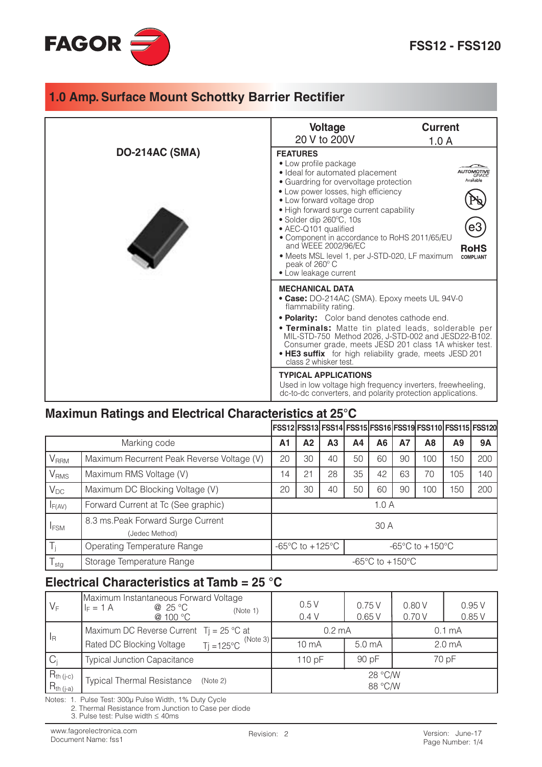# FSS12 - FSS120

## 1.0 Amp. Surface Mount Schottky Barrier Rectifier

**DO-214AC (SMA)**

| Voltage | Current |
|---|---|
| 20 V to 200V | 1.0 A |

**FEATURES**

- Low profile package
- Ideal for automated placement
- Guardring for overvoltage protection
- Low power losses, high efficiency
- Low forward voltage drop
- High forward surge current capability
- Solder dip 260ºC, 10s
- AEC-Q101 qualified
- Component in accordance to RoHS 2011/65/EU and WEEE 2002/96/EC
- Meets MSL level 1, per J-STD-020, LF maximum peak of 260° C
- Low leakage current

AUTOMOTIVE GRADE Available

RoHS COMPLIANT

**MECHANICAL DATA**

- **Case:** DO-214AC (SMA). Epoxy meets UL 94V-0 flammability rating.
- **Polarity:** Color band denotes cathode end.
- **Terminals:** Matte tin plated leads, solderable per MIL-STD-750 Method 2026, J-STD-002 and JESD22-B102. Consumer grade, meets JESD 201 class 1A whisker test.
- **HE3 suffix** for high reliability grade, meets JESD 201 class 2 whisker test.

**TYPICAL APPLICATIONS**

Used in low voltage high frequency inverters, freewheeling, dc-to-dc converters, and polarity protection applications.

## Maximun Ratings and Electrical Characteristics at 25°C

| | | FSS12 | FSS13 | FSS14 | FSS15 | FSS16 | FSS19 | FSS110 | FSS115 | FSS120 |
|---|---|---|---|---|---|---|---|---|---|---|
| | Marking code | A1 | A2 | A3 | A4 | A6 | A7 | A8 | A9 | 9A |
| $V_{RRM}$ | Maximum Recurrent Peak Reverse Voltage (V) | 20 | 30 | 40 | 50 | 60 | 90 | 100 | 150 | 200 |
| $V_{RMS}$ | Maximum RMS Voltage (V) | 14 | 21 | 28 | 35 | 42 | 63 | 70 | 105 | 140 |
| $V_{DC}$ | Maximum DC Blocking Voltage (V) | 20 | 30 | 40 | 50 | 60 | 90 | 100 | 150 | 200 |
| $I_{F(AV)}$ | Forward Current at Tc (See graphic) | 1.0 A | | | | | | | | |
| $I_{FSM}$ | 8.3 ms.Peak Forward Surge Current (Jedec Method) | 30 A | | | | | | | | |
| $T_j$ | Operating Temperature Range | -65°C to +125°C | | | -65°C to +150°C | | | | | |
| $T_{stg}$ | Storage Temperature Range | -65°C to +150°C | | | | | | | | |

## Electrical Characteristics at Tamb = 25 °C

| | | | | | |
|---|---|---|---|---|---|
| $V_F$ | Maximum Instantaneous Forward Voltage $I_F$ = 1 A @ 25 °C / @ 100 °C (Note 1) | 0.5 V / 0.4 V | 0.75 V / 0.65 V | 0.80 V / 0.70 V | 0.95 V / 0.85 V |
| $I_R$ | Maximum DC Reverse Current Tj = 25 °C at Rated DC Blocking Voltage Tj =125°C (Note 3) | 0.2 mA / 10 mA | 0.2 mA / 5.0 mA | 0.1 mA / 2.0 mA | 0.1 mA / 2.0 mA |
| $C_j$ | Typical Junction Capacitance | 110 pF | 90 pF | 70 pF | 70 pF |
| $R_{th\,(j\text{-}c)}$ / $R_{th\,(j\text{-}a)}$ | Typical Thermal Resistance (Note 2) | 28 °C/W / 88 °C/W | | | |

Notes: 1. Pulse Test: 300μ Pulse Width, 1% Duty Cycle
2. Thermal Resistance from Junction to Case per diode
3. Pulse test: Pulse width ≤ 40ms

www.fagorelectronica.com
Document Name: fss1
Revision: 2
Version: June-17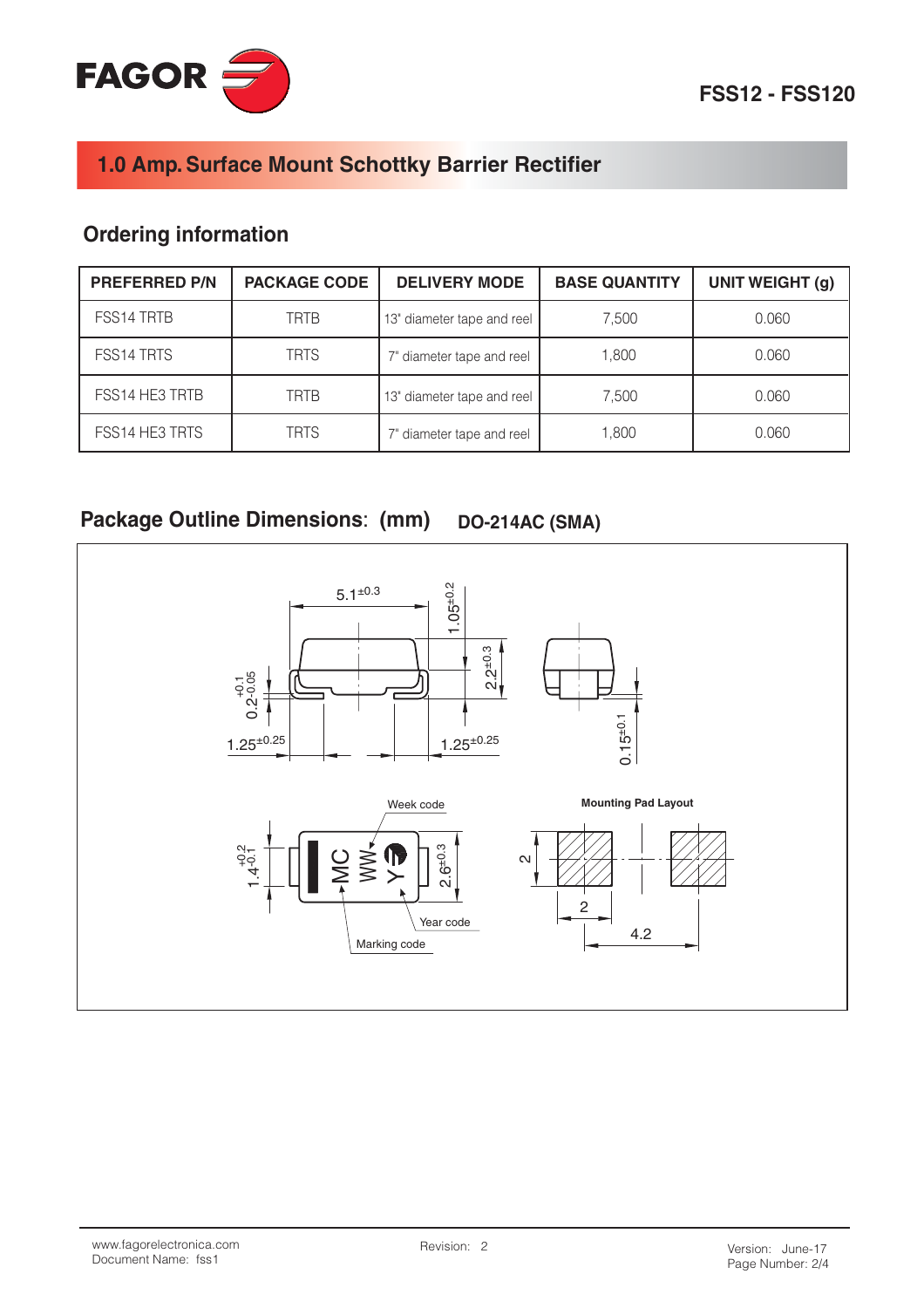FSS12 - FSS120

## 1.0 Amp. Surface Mount Schottky Barrier Rectifier

### Ordering information

| PREFERRED P/N | PACKAGE CODE | DELIVERY MODE | BASE QUANTITY | UNIT WEIGHT (g) |
|---|---|---|---|---|
| FSS14 TRTB | TRTB | 13" diameter tape and reel | 7,500 | 0.060 |
| FSS14 TRTS | TRTS | 7" diameter tape and reel | 1,800 | 0.060 |
| FSS14 HE3 TRTB | TRTB | 13" diameter tape and reel | 7,500 | 0.060 |
| FSS14 HE3 TRTS | TRTS | 7" diameter tape and reel | 1,800 | 0.060 |

### Package Outline Dimensions: (mm) DO-214AC (SMA)

$5.1^{\pm0.3}$

$1.05^{\pm0.2}$

$2.2^{\pm0.3}$

$0.2^{+0.1}_{-0.05}$

$1.25^{\pm0.25}$

$1.25^{\pm0.25}$

$0.15^{\pm0.1}$

Week code

$1.4^{+0.2}_{-0.1}$

MC
WW
Y

$2.6^{\pm0.3}$

Year code

Marking code

Mounting Pad Layout

2

2

4.2

www.fagorelectronica.com
Document Name: fss1

Revision: 2

Version: June-17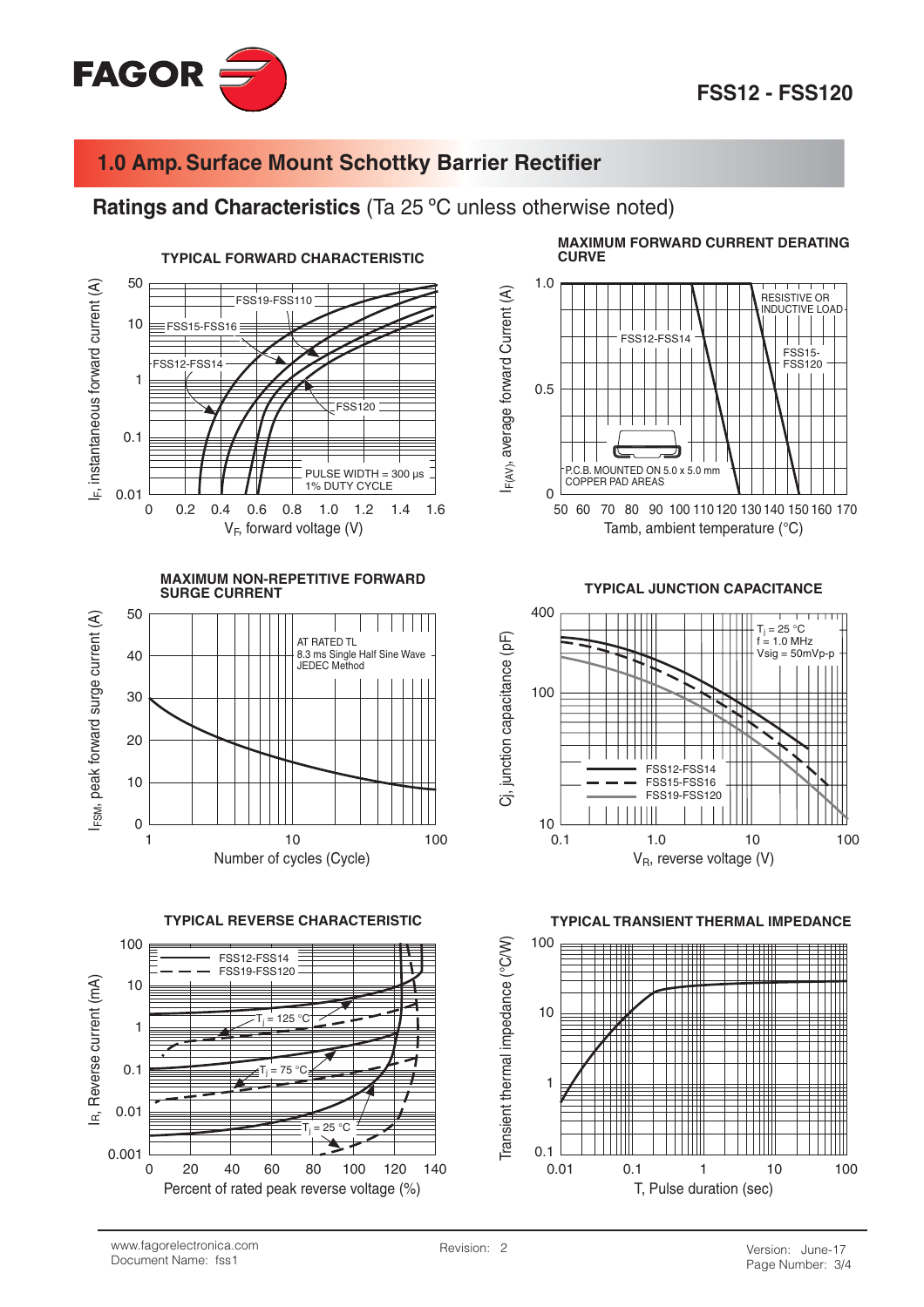# 1.0 Amp. Surface Mount Schottky Barrier Rectifier

## Ratings and Characteristics (Ta 25 ºC unless otherwise noted)

### TYPICAL FORWARD CHARACTERISTIC

$I_F$, instantaneous forward current (A)

FSS19-FSS110

FSS15-FSS16

FSS12-FSS14

FSS120

PULSE WIDTH = 300 µs
1% DUTY CYCLE

$V_F$, forward voltage (V)

### MAXIMUM FORWARD CURRENT DERATING CURVE

$I_{F(AV)}$, average forward Current (A)

RESISTIVE OR INDUCTIVE LOAD

FSS12-FSS14

FSS15-FSS120

P.C.B. MOUNTED ON 5.0 x 5.0 mm COPPER PAD AREAS

Tamb, ambient temperature (°C)

### MAXIMUM NON-REPETITIVE FORWARD SURGE CURRENT

$I_{FSM}$, peak forward surge current (A)

AT RATED TL
8.3 ms Single Half Sine Wave
JEDEC Method

Number of cycles (Cycle)

### TYPICAL JUNCTION CAPACITANCE

Cj, junction capacitance (pF)

$T_j$ = 25 °C
f = 1.0 MHz
Vsig = 50mVp-p

FSS12-FSS14
FSS15-FSS16
FSS19-FSS120

$V_R$, reverse voltage (V)

### TYPICAL REVERSE CHARACTERISTIC

$I_R$, Reverse current (mA)

FSS12-FSS14
FSS19-FSS120

$T_j$ = 125 °C

$T_j$ = 75 °C

$T_j$ = 25 °C

Percent of rated peak reverse voltage (%)

### TYPICAL TRANSIENT THERMAL IMPEDANCE

Transient thermal impedance (°C/W)

T, Pulse duration (sec)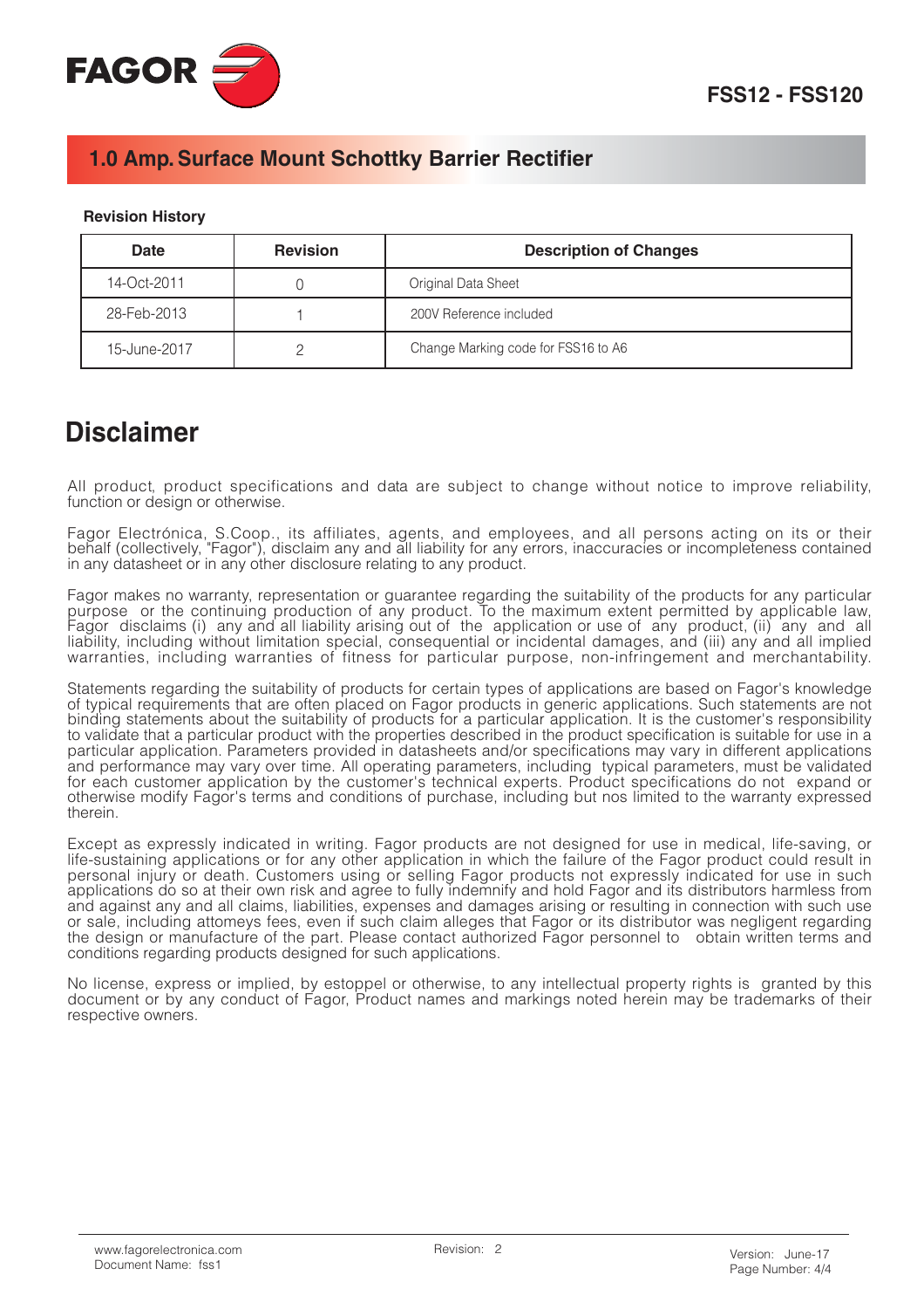## 1.0 Amp. Surface Mount Schottky Barrier Rectifier

**Revision History**

| Date | Revision | Description of Changes |
|---|---|---|
| 14-Oct-2011 | 0 | Original Data Sheet |
| 28-Feb-2013 | 1 | 200V Reference included |
| 15-June-2017 | 2 | Change Marking code for FSS16 to A6 |

# Disclaimer

All product, product specifications and data are subject to change without notice to improve reliability, function or design or otherwise.

Fagor Electrónica, S.Coop., its affiliates, agents, and employees, and all persons acting on its or their behalf (collectively, "Fagor"), disclaim any and all liability for any errors, inaccuracies or incompleteness contained in any datasheet or in any other disclosure relating to any product.

Fagor makes no warranty, representation or guarantee regarding the suitability of the products for any particular purpose or the continuing production of any product. To the maximum extent permitted by applicable law, Fagor disclaims (i) any and all liability arising out of the application or use of any product, (ii) any and all liability, including without limitation special, consequential or incidental damages, and (iii) any and all implied warranties, including warranties of fitness for particular purpose, non-infringement and merchantability.

Statements regarding the suitability of products for certain types of applications are based on Fagor's knowledge of typical requirements that are often placed on Fagor products in generic applications. Such statements are not binding statements about the suitability of products for a particular application. It is the customer's responsibility to validate that a particular product with the properties described in the product specification is suitable for use in a particular application. Parameters provided in datasheets and/or specifications may vary in different applications and performance may vary over time. All operating parameters, including typical parameters, must be validated for each customer application by the customer's technical experts. Product specifications do not expand or otherwise modify Fagor's terms and conditions of purchase, including but nos limited to the warranty expressed therein.

Except as expressly indicated in writing. Fagor products are not designed for use in medical, life-saving, or life-sustaining applications or for any other application in which the failure of the Fagor product could result in personal injury or death. Customers using or selling Fagor products not expressly indicated for use in such applications do so at their own risk and agree to fully indemnify and hold Fagor and its distributors harmless from and against any and all claims, liabilities, expenses and damages arising or resulting in connection with such use or sale, including attomeys fees, even if such claim alleges that Fagor or its distributor was negligent regarding the design or manufacture of the part. Please contact authorized Fagor personnel to obtain written terms and conditions regarding products designed for such applications.

No license, express or implied, by estoppel or otherwise, to any intellectual property rights is granted by this document or by any conduct of Fagor, Product names and markings noted herein may be trademarks of their respective owners.